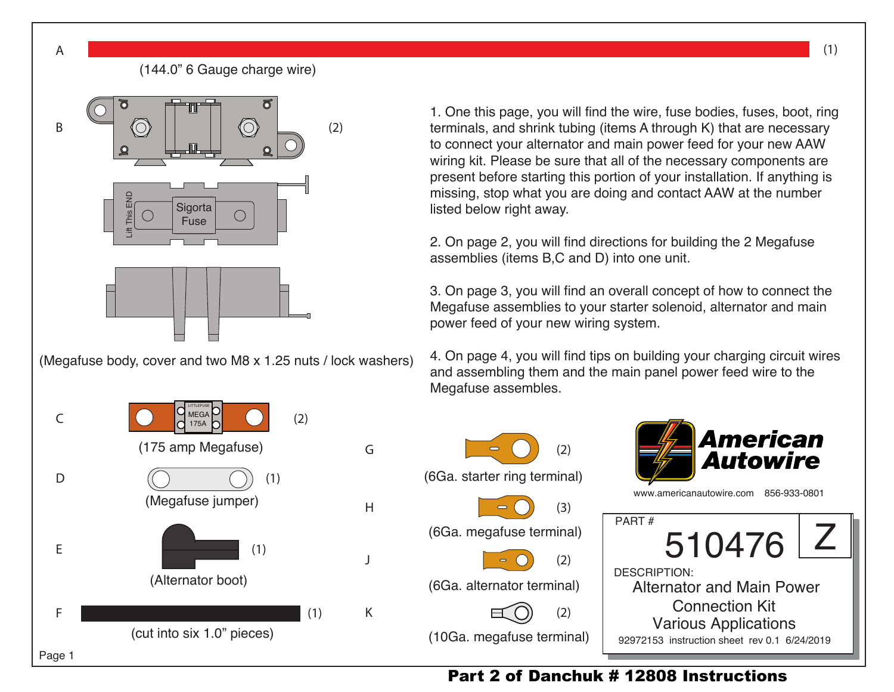A (144.0" 6 Gauge charge wire) (1)

B (Megafuse body, cover and two M8 x 1.25 nuts / lock washers) (2)

Lift This END

Sigorta Fuse

C (175 amp Megafuse) (2)

LITTLEFUSE MEGA 175A

D (Megafuse jumper) (1)

E (Alternator boot) (1)

F (cut into six 1.0" pieces) (1)

G (6Ga. starter ring terminal) (2)

H (6Ga. megafuse terminal) (3)

J (6Ga. alternator terminal) (2)

K (10Ga. megafuse terminal) (2)

1. One this page, you will find the wire, fuse bodies, fuses, boot, ring terminals, and shrink tubing (items A through K) that are necessary to connect your alternator and main power feed for your new AAW wiring kit. Please be sure that all of the necessary components are present before starting this portion of your installation. If anything is missing, stop what you are doing and contact AAW at the number listed below right away.

2. On page 2, you will find directions for building the 2 Megafuse assemblies (items B,C and D) into one unit.

3. On page 3, you will find an overall concept of how to connect the Megafuse assemblies to your starter solenoid, alternator and main power feed of your new wiring system.

4. On page 4, you will find tips on building your charging circuit wires and assembling them and the main panel power feed wire to the Megafuse assembles.

**American Autowire**

www.americanautowire.com 856-933-0801

PART # 510476 Z

DESCRIPTION:
Alternator and Main Power Connection Kit
Various Applications

92972153 instruction sheet rev 0.1 6/24/2019

**Part 2 of Danchuk # 12808 Instructions**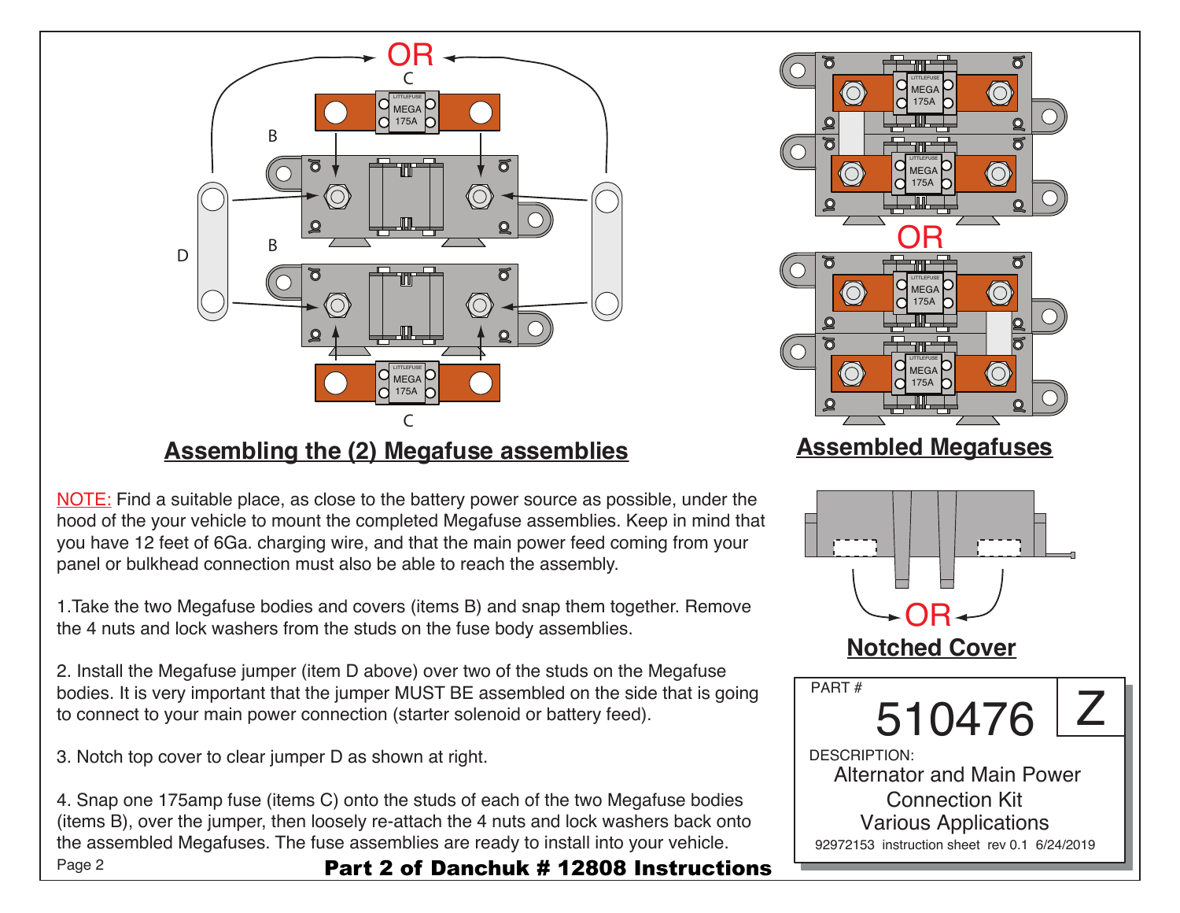## Assembling the (2) Megafuse assemblies

## Assembled Megafuses

NOTE: Find a suitable place, as close to the battery power source as possible, under the hood of the your vehicle to mount the completed Megafuse assemblies. Keep in mind that you have 12 feet of 6Ga. charging wire, and that the main power feed coming from your panel or bulkhead connection must also be able to reach the assembly.

1.Take the two Megafuse bodies and covers (items B) and snap them together. Remove the 4 nuts and lock washers from the studs on the fuse body assemblies.

2. Install the Megafuse jumper (item D above) over two of the studs on the Megafuse bodies. It is very important that the jumper MUST BE assembled on the side that is going to connect to your main power connection (starter solenoid or battery feed).

3. Notch top cover to clear jumper D as shown at right.

4. Snap one 175amp fuse (items C) onto the studs of each of the two Megafuse bodies (items B), over the jumper, then loosely re-attach the 4 nuts and lock washers back onto the assembled Megafuses. The fuse assemblies are ready to install into your vehicle.

## Notched Cover

PART # 510476 Z

DESCRIPTION:
Alternator and Main Power Connection Kit
Various Applications

92972153 instruction sheet rev 0.1 6/24/2019

**Part 2 of Danchuk # 12808 Instructions**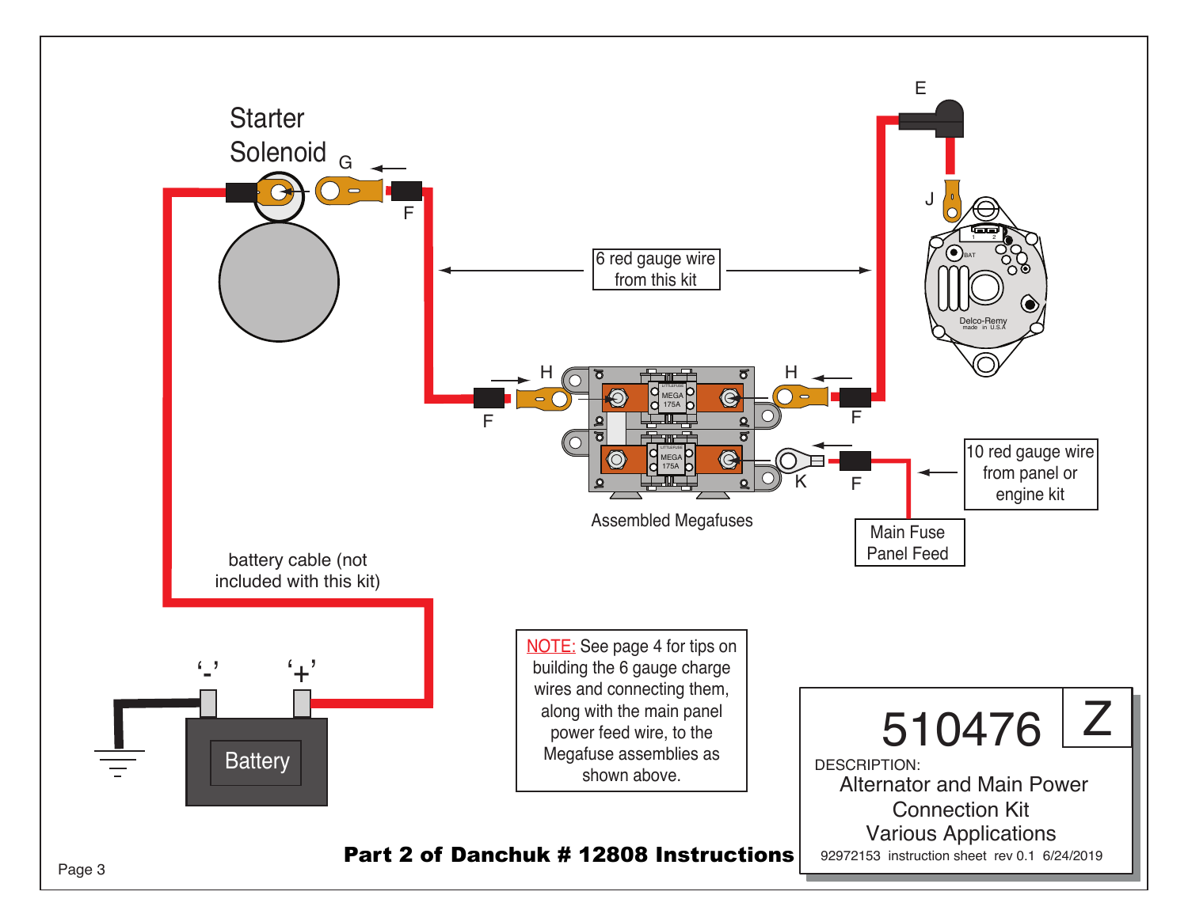Starter Solenoid

G

F

6 red gauge wire from this kit

E

J

H

F

H

F

K

F

Assembled Megafuses

10 red gauge wire from panel or engine kit

Main Fuse Panel Feed

battery cable (not included with this kit)

'-'

'+'

Battery

NOTE: See page 4 for tips on building the 6 gauge charge wires and connecting them, along with the main panel power feed wire, to the Megafuse assemblies as shown above.

**Part 2 of Danchuk # 12808 Instructions**

510476 Z

DESCRIPTION:
Alternator and Main Power Connection Kit
Various Applications

92972153 instruction sheet rev 0.1 6/24/2019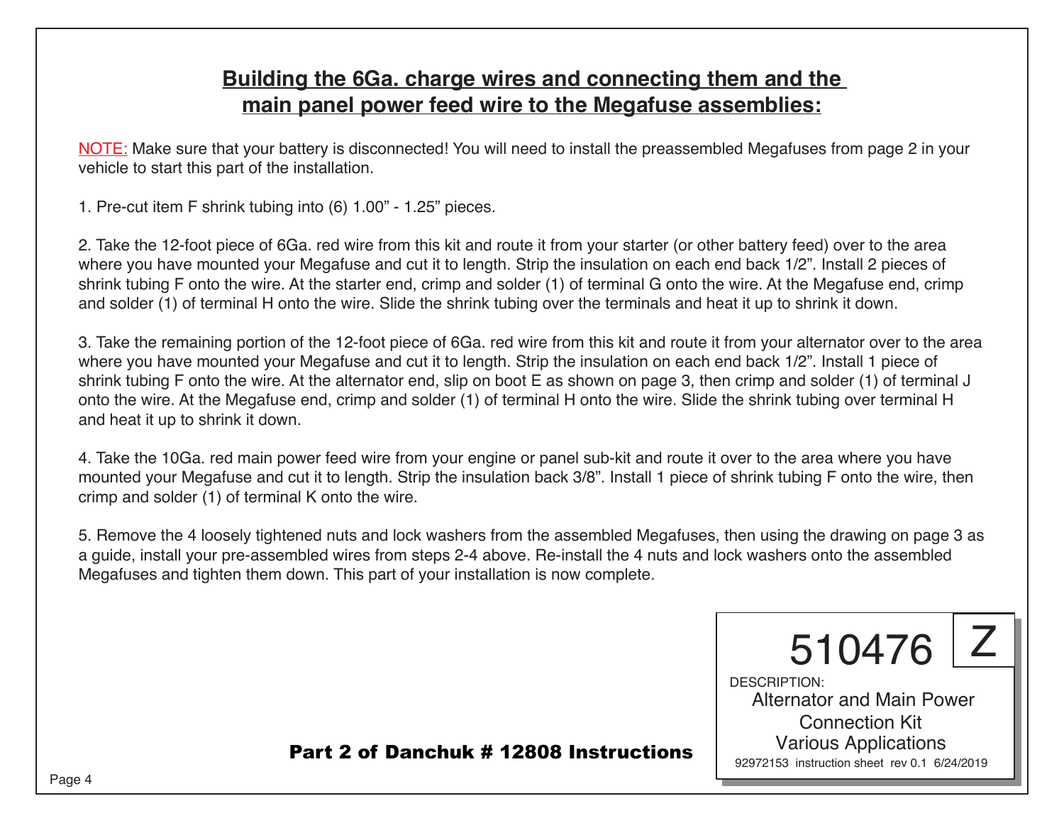## Building the 6Ga. charge wires and connecting them and the main panel power feed wire to the Megafuse assemblies:

NOTE: Make sure that your battery is disconnected! You will need to install the preassembled Megafuses from page 2 in your vehicle to start this part of the installation.

1. Pre-cut item F shrink tubing into (6) 1.00" - 1.25" pieces.

2. Take the 12-foot piece of 6Ga. red wire from this kit and route it from your starter (or other battery feed) over to the area where you have mounted your Megafuse and cut it to length. Strip the insulation on each end back 1/2". Install 2 pieces of shrink tubing F onto the wire. At the starter end, crimp and solder (1) of terminal G onto the wire. At the Megafuse end, crimp and solder (1) of terminal H onto the wire. Slide the shrink tubing over the terminals and heat it up to shrink it down.

3. Take the remaining portion of the 12-foot piece of 6Ga. red wire from this kit and route it from your alternator over to the area where you have mounted your Megafuse and cut it to length. Strip the insulation on each end back 1/2". Install 1 piece of shrink tubing F onto the wire. At the alternator end, slip on boot E as shown on page 3, then crimp and solder (1) of terminal J onto the wire. At the Megafuse end, crimp and solder (1) of terminal H onto the wire. Slide the shrink tubing over terminal H and heat it up to shrink it down.

4. Take the 10Ga. red main power feed wire from your engine or panel sub-kit and route it over to the area where you have mounted your Megafuse and cut it to length. Strip the insulation back 3/8". Install 1 piece of shrink tubing F onto the wire, then crimp and solder (1) of terminal K onto the wire.

5. Remove the 4 loosely tightened nuts and lock washers from the assembled Megafuses, then using the drawing on page 3 as a guide, install your pre-assembled wires from steps 2-4 above. Re-install the 4 nuts and lock washers onto the assembled Megafuses and tighten them down. This part of your installation is now complete.

**Part 2 of Danchuk # 12808 Instructions**

510476 Z

DESCRIPTION:
Alternator and Main Power Connection Kit
Various Applications

92972153 instruction sheet rev 0.1 6/24/2019